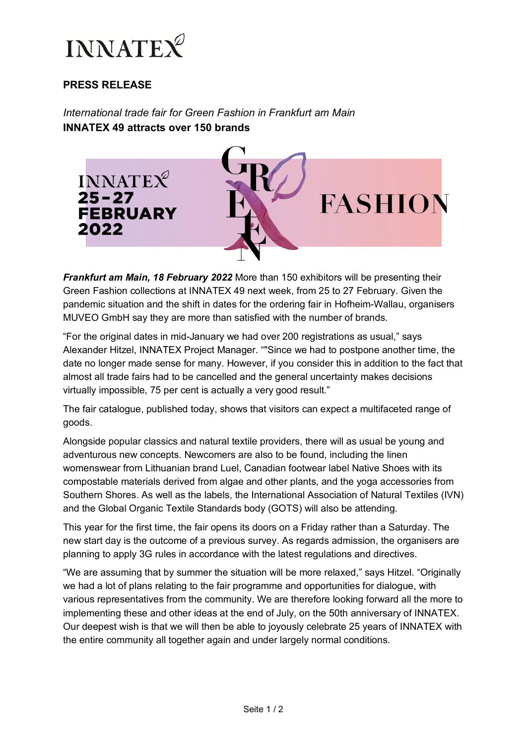INNATEX

**PRESS RELEASE**

*International trade fair for Green Fashion in Frankfurt am Main*
**INNATEX 49 attracts over 150 brands**

***Frankfurt am Main, 18 February 2022*** More than 150 exhibitors will be presenting their Green Fashion collections at INNATEX 49 next week, from 25 to 27 February. Given the pandemic situation and the shift in dates for the ordering fair in Hofheim-Wallau, organisers MUVEO GmbH say they are more than satisfied with the number of brands.

"For the original dates in mid-January we had over 200 registrations as usual," says Alexander Hitzel, INNATEX Project Manager. ""Since we had to postpone another time, the date no longer made sense for many. However, if you consider this in addition to the fact that almost all trade fairs had to be cancelled and the general uncertainty makes decisions virtually impossible, 75 per cent is actually a very good result."

The fair catalogue, published today, shows that visitors can expect a multifaceted range of goods.

Alongside popular classics and natural textile providers, there will as usual be young and adventurous new concepts. Newcomers are also to be found, including the linen womenswear from Lithuanian brand Luel, Canadian footwear label Native Shoes with its compostable materials derived from algae and other plants, and the yoga accessories from Southern Shores. As well as the labels, the International Association of Natural Textiles (IVN) and the Global Organic Textile Standards body (GOTS) will also be attending.

This year for the first time, the fair opens its doors on a Friday rather than a Saturday. The new start day is the outcome of a previous survey. As regards admission, the organisers are planning to apply 3G rules in accordance with the latest regulations and directives.

"We are assuming that by summer the situation will be more relaxed," says Hitzel. "Originally we had a lot of plans relating to the fair programme and opportunities for dialogue, with various representatives from the community. We are therefore looking forward all the more to implementing these and other ideas at the end of July, on the 50th anniversary of INNATEX. Our deepest wish is that we will then be able to joyously celebrate 25 years of INNATEX with the entire community all together again and under largely normal conditions.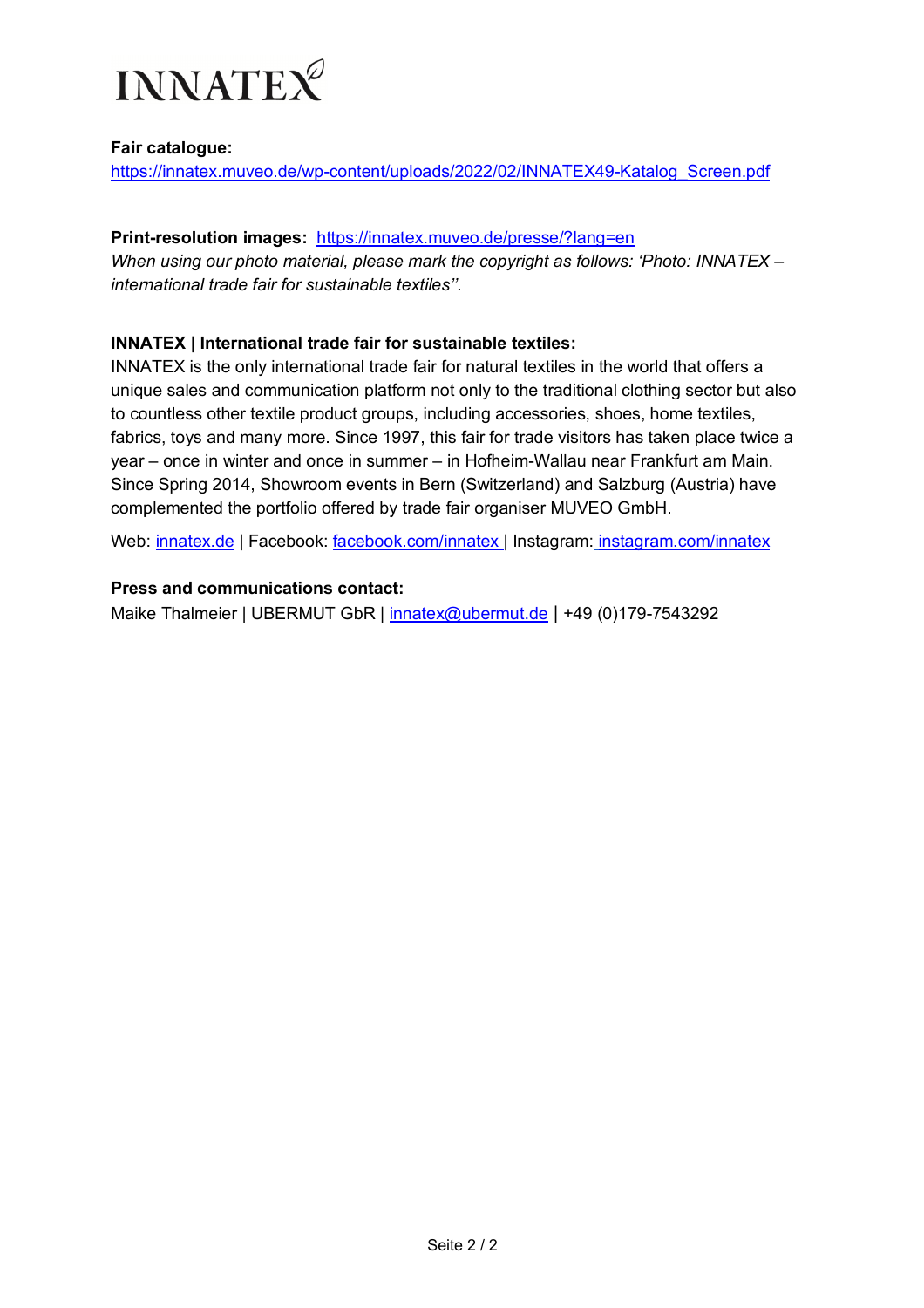INNATEX

**Fair catalogue:**
https://innatex.muveo.de/wp-content/uploads/2022/02/INNATEX49-Katalog_Screen.pdf

**Print-resolution images:** https://innatex.muveo.de/presse/?lang=en
*When using our photo material, please mark the copyright as follows: 'Photo: INNATEX – international trade fair for sustainable textiles''.*

**INNATEX | International trade fair for sustainable textiles:**
INNATEX is the only international trade fair for natural textiles in the world that offers a unique sales and communication platform not only to the traditional clothing sector but also to countless other textile product groups, including accessories, shoes, home textiles, fabrics, toys and many more. Since 1997, this fair for trade visitors has taken place twice a year – once in winter and once in summer – in Hofheim-Wallau near Frankfurt am Main. Since Spring 2014, Showroom events in Bern (Switzerland) and Salzburg (Austria) have complemented the portfolio offered by trade fair organiser MUVEO GmbH.

Web: innatex.de | Facebook: facebook.com/innatex | Instagram: instagram.com/innatex

**Press and communications contact:**
Maike Thalmeier | UBERMUT GbR | innatex@ubermut.de | +49 (0)179-7543292